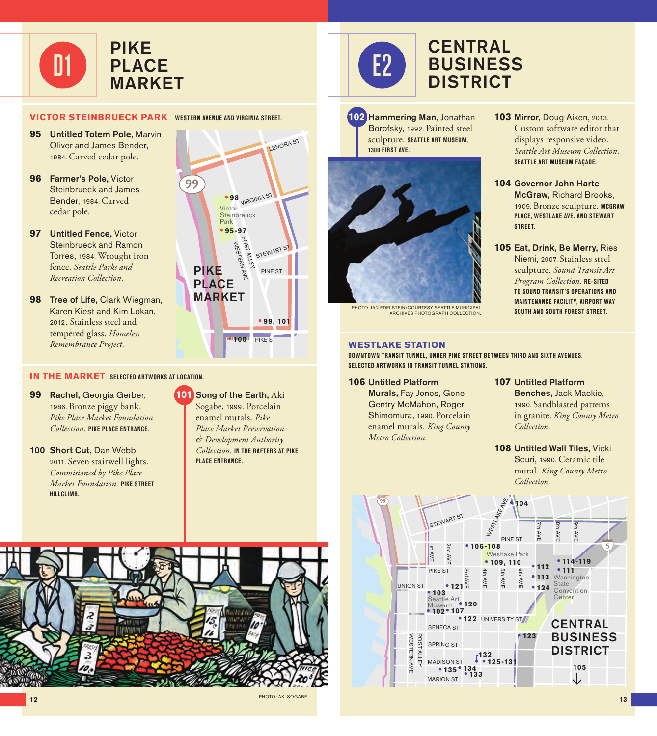# D1 PIKE PLACE MARKET

## VICTOR STEINBRUECK PARK

WESTERN AVENUE AND VIRGINIA STREET.

**95** **Untitled Totem Pole,** Marvin Oliver and James Bender, 1984. Carved cedar pole.

**96** **Farmer's Pole,** Victor Steinbrueck and James Bender, 1984. Carved cedar pole.

**97** **Untitled Fence,** Victor Steinbrueck and Ramon Torres, 1984. Wrought iron fence. *Seattle Parks and Recreation Collection.*

**98** **Tree of Life,** Clark Wiegman, Karen Kiest and Kim Lokan, 2012. Stainless steel and tempered glass. *Homeless Remembrance Project.*

## IN THE MARKET

SELECTED ARTWORKS AT LOCATION.

**99** **Rachel,** Georgia Gerber, 1986. Bronze piggy bank. *Pike Place Market Foundation Collection.* PIKE PLACE ENTRANCE.

**100** **Short Cut,** Dan Webb, 2011. Seven stairwell lights. *Commisioned by Pike Place Market Foundation.* PIKE STREET HILLCLIMB.

**101** **Song of the Earth,** Aki Sogabe, 1999. Porcelain enamel murals. *Pike Place Market Preservation & Development Authority Collection.* IN THE RAFTERS AT PIKE PLACE ENTRANCE.

PHOTO: AKI SOGABE.

# E2 CENTRAL BUSINESS DISTRICT

**102** **Hammering Man,** Jonathan Borofsky, 1992. Painted steel sculpture. SEATTLE ART MUSEUM, 1300 FIRST AVE.

PHOTO: IAN EDELSTEIN/COURTESY SEATTLE MUNICIPAL ARCHIVES PHOTOGRAPH COLLECTION.

**103** **Mirror,** Doug Aiken, 2013. Custom software editor that displays responsive video. *Seattle Art Museum Collection.* SEATTLE ART MUSEUM FAÇADE.

**104** **Governor John Harte McGraw,** Richard Brooks, 1909. Bronze sculpture. MCGRAW PLACE, WESTLAKE AVE. AND STEWART STREET.

**105** **Eat, Drink, Be Merry,** Ries Niemi, 2007. Stainless steel sculpture. *Sound Transit Art Program Collection.* RE-SITED TO SOUND TRANSIT'S OPERATIONS AND MAINTENANCE FACILITY, AIRPORT WAY SOUTH AND SOUTH FOREST STREET.

## WESTLAKE STATION

DOWNTOWN TRANSIT TUNNEL, UNDER PINE STREET BETWEEN THIRD AND SIXTH AVENUES. SELECTED ARTWORKS IN TRANSIT TUNNEL STATIONS.

**106** **Untitled Platform Murals,** Fay Jones, Gene Gentry McMahon, Roger Shimomura, 1990. Porcelain enamel murals. *King County Metro Collection.*

**107** **Untitled Platform Benches,** Jack Mackie, 1990. Sandblasted patterns in granite. *King County Metro Collection.*

**108** **Untitled Wall Tiles,** Vicki Scuri, 1990. Ceramic tile mural. *King County Metro Collection.*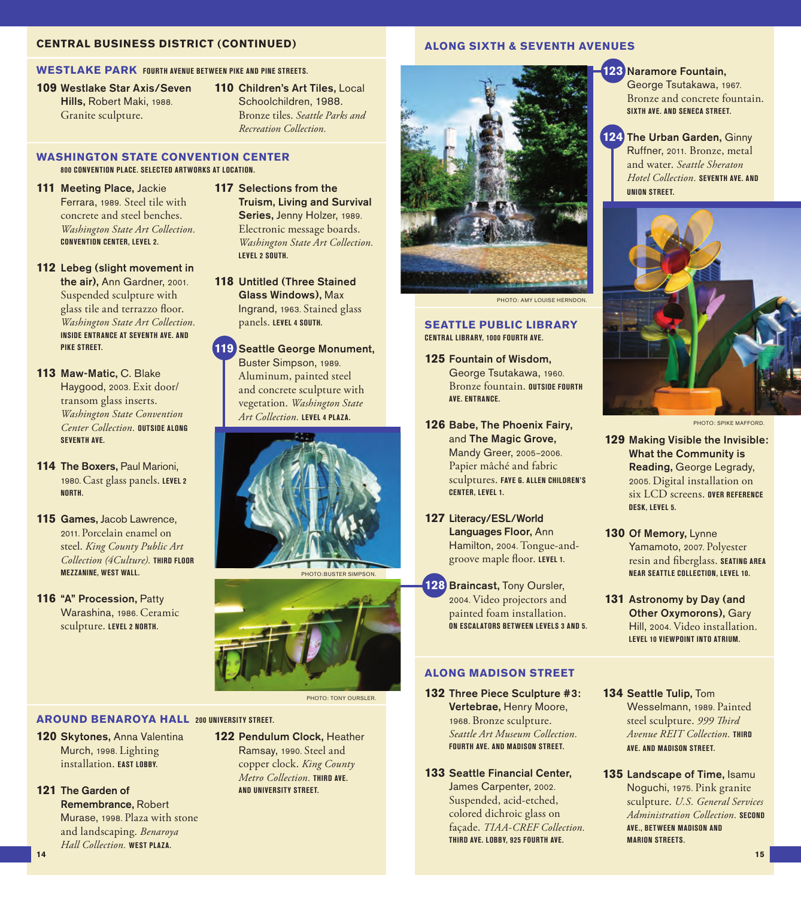## CENTRAL BUSINESS DISTRICT (CONTINUED)

### WESTLAKE PARK FOURTH AVENUE BETWEEN PIKE AND PINE STREETS.

**109 Westlake Star Axis/Seven Hills,** Robert Maki, 1988. Granite sculpture.

**110 Children's Art Tiles,** Local Schoolchildren, 1988. Bronze tiles. *Seattle Parks and Recreation Collection.*

### WASHINGTON STATE CONVENTION CENTER

800 CONVENTION PLACE. SELECTED ARTWORKS AT LOCATION.

**111 Meeting Place,** Jackie Ferrara, 1989. Steel tile with concrete and steel benches. *Washington State Art Collection.* CONVENTION CENTER, LEVEL 2.

**112 Lebeg (slight movement in the air),** Ann Gardner, 2001. Suspended sculpture with glass tile and terrazzo floor. *Washington State Art Collection.* INSIDE ENTRANCE AT SEVENTH AVE. AND PIKE STREET.

**113 Maw-Matic,** C. Blake Haygood, 2003. Exit door/transom glass inserts. *Washington State Convention Center Collection.* OUTSIDE ALONG SEVENTH AVE.

**114 The Boxers,** Paul Marioni, 1980. Cast glass panels. LEVEL 2 NORTH.

**115 Games,** Jacob Lawrence, 2011. Porcelain enamel on steel. *King County Public Art Collection (4Culture).* THIRD FLOOR MEZZANINE, WEST WALL.

**116 "A" Procession,** Patty Warashina, 1986. Ceramic sculpture. LEVEL 2 NORTH.

**117 Selections from the Truism, Living and Survival Series,** Jenny Holzer, 1989. Electronic message boards. *Washington State Art Collection.* LEVEL 2 SOUTH.

**118 Untitled (Three Stained Glass Windows),** Max Ingrand, 1963. Stained glass panels. LEVEL 4 SOUTH.

**119 Seattle George Monument,** Buster Simpson, 1989. Aluminum, painted steel and concrete sculpture with vegetation. *Washington State Art Collection.* LEVEL 4 PLAZA.

PHOTO: BUSTER SIMPSON.

PHOTO: TONY OURSLER.

### AROUND BENAROYA HALL 200 UNIVERSITY STREET.

**120 Skytones,** Anna Valentina Murch, 1998. Lighting installation. EAST LOBBY.

**121 The Garden of Remembrance,** Robert Murase, 1998. Plaza with stone and landscaping. *Benaroya Hall Collection.* WEST PLAZA.

**122 Pendulum Clock,** Heather Ramsay, 1990. Steel and copper clock. *King County Metro Collection.* THIRD AVE. AND UNIVERSITY STREET.

## ALONG SIXTH & SEVENTH AVENUES

PHOTO: AMY LOUISE HERNDON.

**123 Naramore Fountain,** George Tsutakawa, 1967. Bronze and concrete fountain. SIXTH AVE. AND SENECA STREET.

**124 The Urban Garden,** Ginny Ruffner, 2011. Bronze, metal and water. *Seattle Sheraton Hotel Collection.* SEVENTH AVE. AND UNION STREET.

PHOTO: SPIKE MAFFORD.

### SEATTLE PUBLIC LIBRARY

CENTRAL LIBRARY, 1000 FOURTH AVE.

**125 Fountain of Wisdom,** George Tsutakawa, 1960. Bronze fountain. OUTSIDE FOURTH AVE. ENTRANCE.

**126 Babe, The Phoenix Fairy,** and **The Magic Grove,** Mandy Greer, 2005–2006. Papier mâché and fabric sculptures. FAYE G. ALLEN CHILDREN'S CENTER, LEVEL 1.

**127 Literacy/ESL/World Languages Floor,** Ann Hamilton, 2004. Tongue-and-groove maple floor. LEVEL 1.

**128 Braincast,** Tony Oursler, 2004. Video projectors and painted foam installation. ON ESCALATORS BETWEEN LEVELS 3 AND 5.

**129 Making Visible the Invisible: What the Community is Reading,** George Legrady, 2005. Digital installation on six LCD screens. OVER REFERENCE DESK, LEVEL 5.

**130 Of Memory,** Lynne Yamamoto, 2007. Polyester resin and fiberglass. SEATING AREA NEAR SEATTLE COLLECTION, LEVEL 10.

**131 Astronomy by Day (and Other Oxymorons),** Gary Hill, 2004. Video installation. LEVEL 10 VIEWPOINT INTO ATRIUM.

### ALONG MADISON STREET

**132 Three Piece Sculpture #3: Vertebrae,** Henry Moore, 1968. Bronze sculpture. *Seattle Art Museum Collection.* FOURTH AVE. AND MADISON STREET.

**133 Seattle Financial Center,** James Carpenter, 2002. Suspended, acid-etched, colored dichroic glass on façade. *TIAA-CREF Collection.* THIRD AVE. LOBBY, 925 FOURTH AVE.

**134 Seattle Tulip,** Tom Wesselmann, 1989. Painted steel sculpture. *999 Third Avenue REIT Collection.* THIRD AVE. AND MADISON STREET.

**135 Landscape of Time,** Isamu Noguchi, 1975. Pink granite sculpture. *U.S. General Services Administration Collection.* SECOND AVE., BETWEEN MADISON AND MARION STREETS.